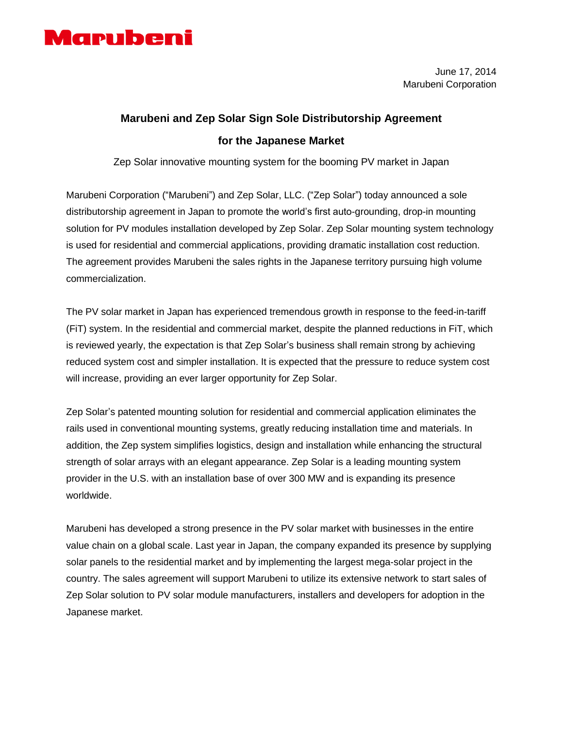Marubeni

June 17, 2014
Marubeni Corporation

# Marubeni and Zep Solar Sign Sole Distributorship Agreement for the Japanese Market

Zep Solar innovative mounting system for the booming PV market in Japan

Marubeni Corporation ("Marubeni") and Zep Solar, LLC. ("Zep Solar") today announced a sole distributorship agreement in Japan to promote the world's first auto-grounding, drop-in mounting solution for PV modules installation developed by Zep Solar. Zep Solar mounting system technology is used for residential and commercial applications, providing dramatic installation cost reduction. The agreement provides Marubeni the sales rights in the Japanese territory pursuing high volume commercialization.

The PV solar market in Japan has experienced tremendous growth in response to the feed-in-tariff (FiT) system. In the residential and commercial market, despite the planned reductions in FiT, which is reviewed yearly, the expectation is that Zep Solar's business shall remain strong by achieving reduced system cost and simpler installation. It is expected that the pressure to reduce system cost will increase, providing an ever larger opportunity for Zep Solar.

Zep Solar's patented mounting solution for residential and commercial application eliminates the rails used in conventional mounting systems, greatly reducing installation time and materials. In addition, the Zep system simplifies logistics, design and installation while enhancing the structural strength of solar arrays with an elegant appearance. Zep Solar is a leading mounting system provider in the U.S. with an installation base of over 300 MW and is expanding its presence worldwide.

Marubeni has developed a strong presence in the PV solar market with businesses in the entire value chain on a global scale. Last year in Japan, the company expanded its presence by supplying solar panels to the residential market and by implementing the largest mega-solar project in the country. The sales agreement will support Marubeni to utilize its extensive network to start sales of Zep Solar solution to PV solar module manufacturers, installers and developers for adoption in the Japanese market.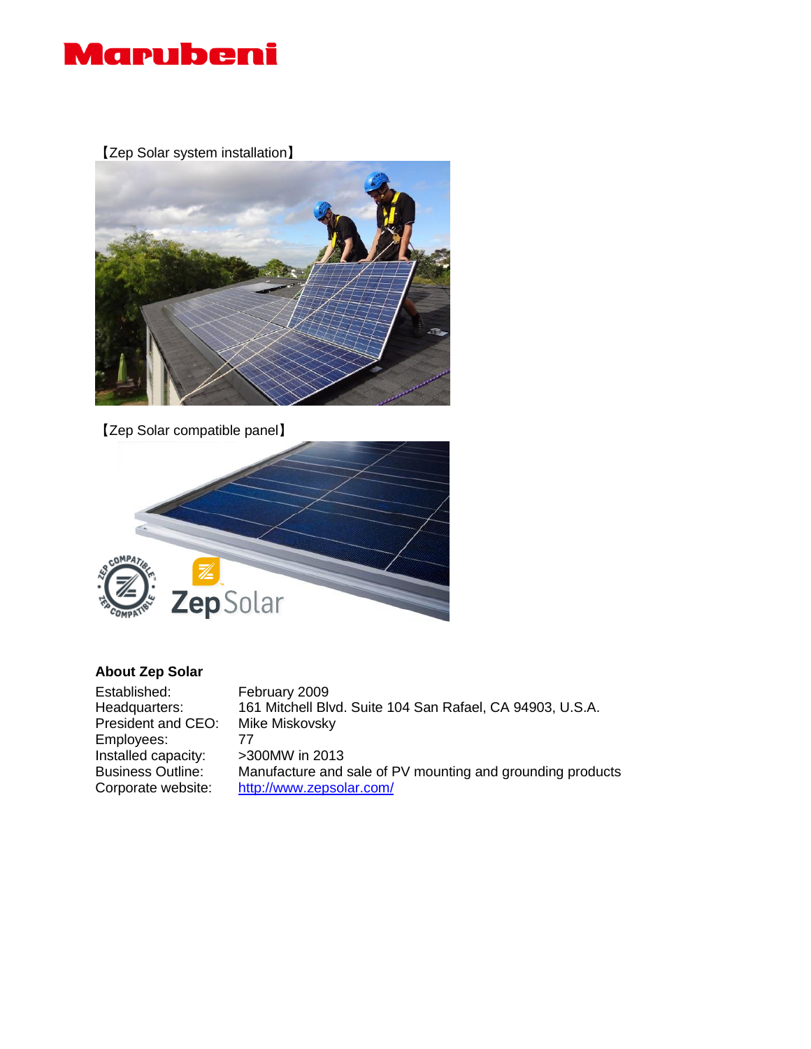【Zep Solar system installation】

【Zep Solar compatible panel】

**About Zep Solar**

| | |
|---|---|
| Established: | February 2009 |
| Headquarters: | 161 Mitchell Blvd. Suite 104 San Rafael, CA 94903, U.S.A. |
| President and CEO: | Mike Miskovsky |
| Employees: | 77 |
| Installed capacity: | >300MW in 2013 |
| Business Outline: | Manufacture and sale of PV mounting and grounding products |
| Corporate website: | http://www.zepsolar.com/ |